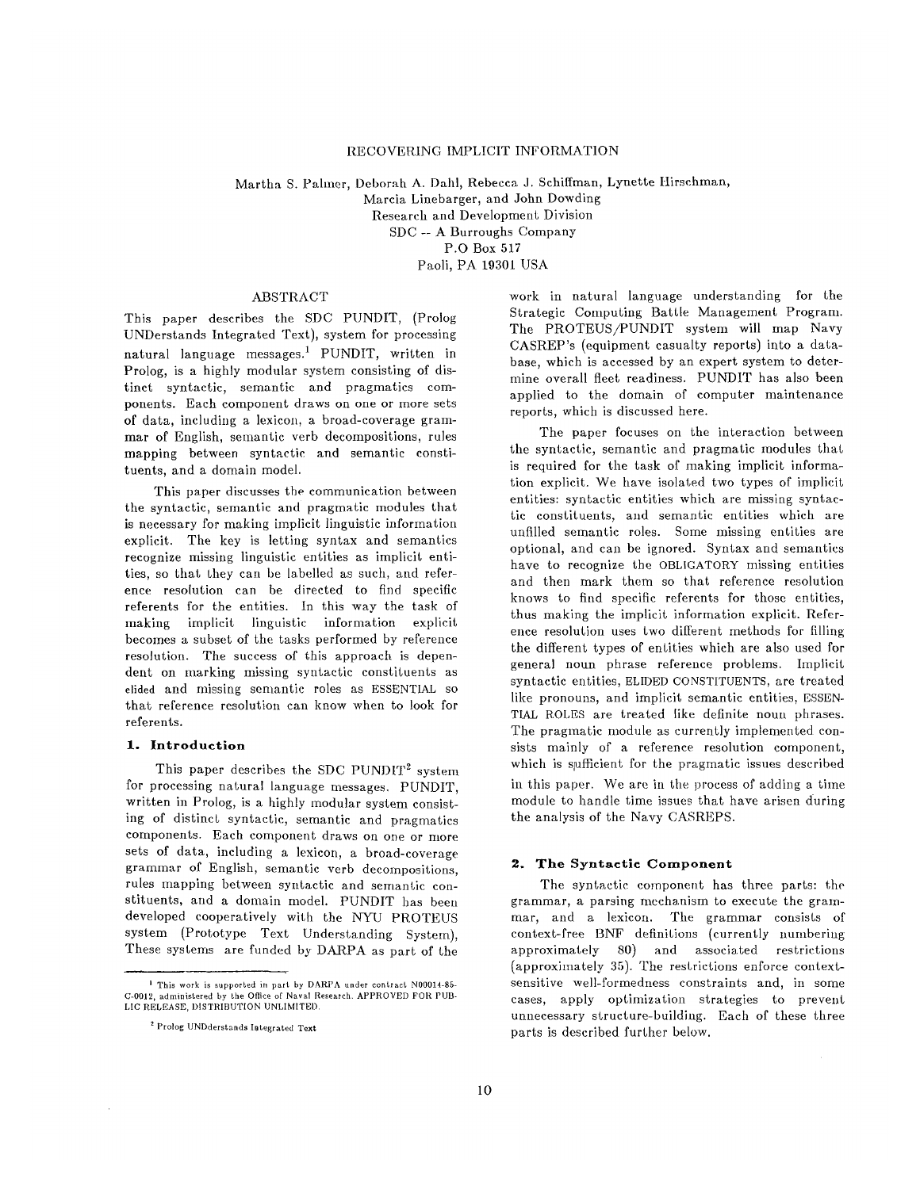# RECOVERING IMPLICIT INFORMATION

Martha S. Palmer, Deborah A. Dahl, Rebecca J. Schiffman, Lynette Hirschman, Marcia Linebarger, and John Dowding
Research and Development Division
SDC -- A Burroughs Company
P.O Box 517
Paoli, PA 19301 USA

## ABSTRACT

This paper describes the SDC PUNDIT, (Prolog UNDerstands Integrated Text), system for processing natural language messages.[1] PUNDIT, written in Prolog, is a highly modular system consisting of distinct syntactic, semantic and pragmatics components. Each component draws on one or more sets of data, including a lexicon, a broad-coverage grammar of English, semantic verb decompositions, rules mapping between syntactic and semantic constituents, and a domain model.

This paper discusses the communication between the syntactic, semantic and pragmatic modules that is necessary for making implicit linguistic information explicit. The key is letting syntax and semantics recognize missing linguistic entities as implicit entities, so that they can be labelled as such, and reference resolution can be directed to find specific referents for the entities. In this way the task of making implicit linguistic information explicit becomes a subset of the tasks performed by reference resolution. The success of this approach is dependent on marking missing syntactic constituents as elided and missing semantic roles as ESSENTIAL so that reference resolution can know when to look for referents.

## 1. Introduction

This paper describes the SDC PUNDIT[2] system for processing natural language messages. PUNDIT, written in Prolog, is a highly modular system consisting of distinct syntactic, semantic and pragmatics components. Each component draws on one or more sets of data, including a lexicon, a broad-coverage grammar of English, semantic verb decompositions, rules mapping between syntactic and semantic constituents, and a domain model. PUNDIT has been developed cooperatively with the NYU PROTEUS system (Prototype Text Understanding System), These systems are funded by DARPA as part of the work in natural language understanding for the Strategic Computing Battle Management Program. The PROTEUS/PUNDIT system will map Navy CASREP's (equipment casualty reports) into a database, which is accessed by an expert system to determine overall fleet readiness. PUNDIT has also been applied to the domain of computer maintenance reports, which is discussed here.

The paper focuses on the interaction between the syntactic, semantic and pragmatic modules that is required for the task of making implicit information explicit. We have isolated two types of implicit entities: syntactic entities which are missing syntactic constituents, and semantic entities which are unfilled semantic roles. Some missing entities are optional, and can be ignored. Syntax and semantics have to recognize the OBLIGATORY missing entities and then mark them so that reference resolution knows to find specific referents for those entities, thus making the implicit information explicit. Reference resolution uses two different methods for filling the different types of entities which are also used for general noun phrase reference problems. Implicit syntactic entities, ELIDED CONSTITUENTS, are treated like pronouns, and implicit semantic entities, ESSENTIAL ROLES are treated like definite noun phrases. The pragmatic module as currently implemented consists mainly of a reference resolution component, which is sufficient for the pragmatic issues described in this paper. We are in the process of adding a time module to handle time issues that have arisen during the analysis of the Navy CASREPS.

## 2. The Syntactic Component

The syntactic component has three parts: the grammar, a parsing mechanism to execute the grammar, and a lexicon. The grammar consists of context-free BNF definitions (currently numbering approximately 80) and associated restrictions (approximately 35). The restrictions enforce context-sensitive well-formedness constraints and, in some cases, apply optimization strategies to prevent unnecessary structure-building. Each of these three parts is described further below.

---

[1] This work is supported in part by DARPA under contract N00014-85-C-0012, administered by the Office of Naval Research. APPROVED FOR PUBLIC RELEASE, DISTRIBUTION UNLIMITED.

[2] Prolog UNDderstands Integrated Text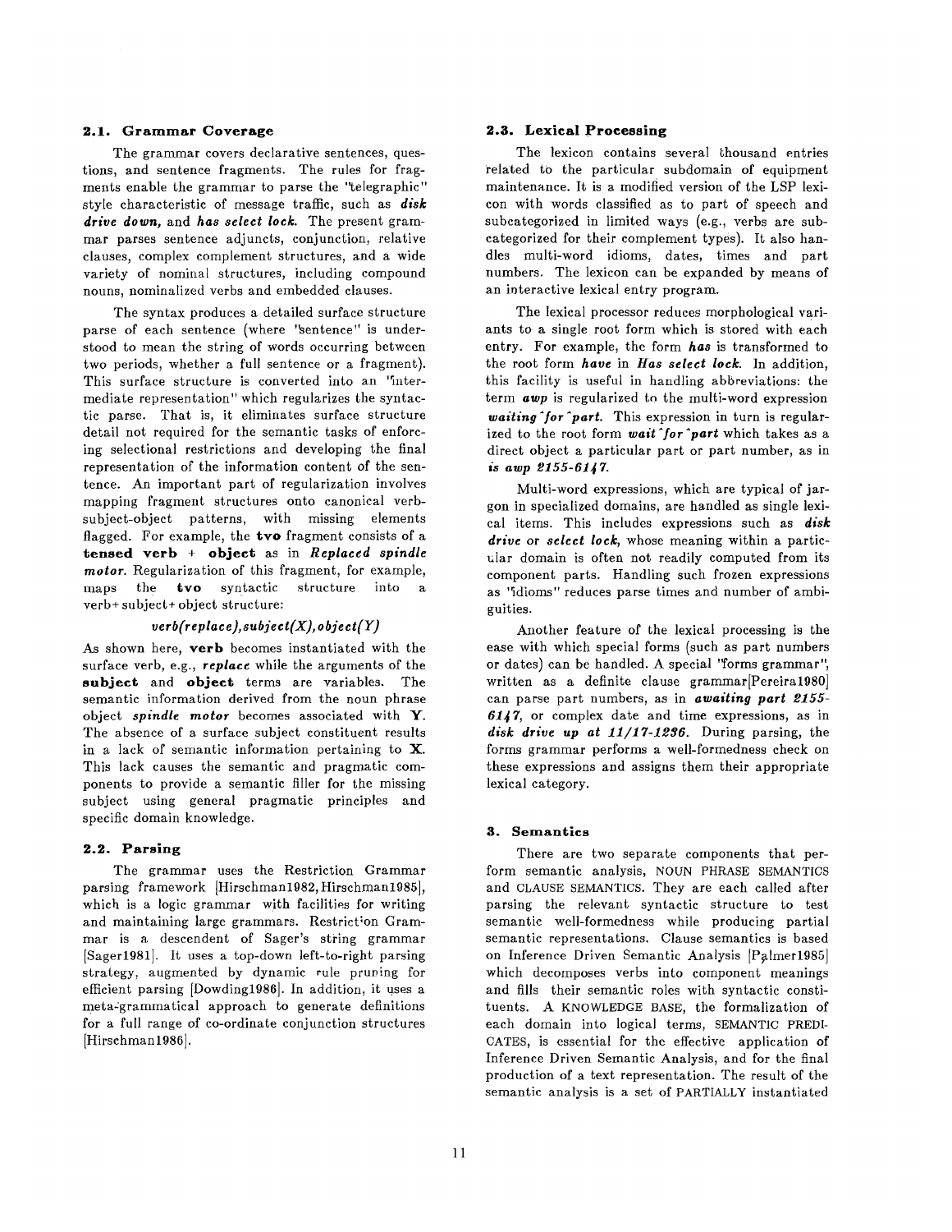### 2.1. Grammar Coverage

The grammar covers declarative sentences, questions, and sentence fragments. The rules for fragments enable the grammar to parse the "telegraphic" style characteristic of message traffic, such as ***disk drive down,*** and ***has select lock.*** The present grammar parses sentence adjuncts, conjunction, relative clauses, complex complement structures, and a wide variety of nominal structures, including compound nouns, nominalized verbs and embedded clauses.

The syntax produces a detailed surface structure parse of each sentence (where "sentence" is understood to mean the string of words occurring between two periods, whether a full sentence or a fragment). This surface structure is converted into an "intermediate representation" which regularizes the syntactic parse. That is, it eliminates surface structure detail not required for the semantic tasks of enforcing selectional restrictions and developing the final representation of the information content of the sentence. An important part of regularization involves mapping fragment structures onto canonical verb-subject-object patterns, with missing elements flagged. For example, the **tvo** fragment consists of a **tensed verb** + **object** as in ***Replaced spindle motor.*** Regularization of this fragment, for example, maps the **tvo** syntactic structure into a verb+subject+object structure:

*verb(replace),subject(X),object(Y)*

As shown here, **verb** becomes instantiated with the surface verb, e.g., ***replace*** while the arguments of the **subject** and **object** terms are variables. The semantic information derived from the noun phrase object ***spindle motor*** becomes associated with **Y**. The absence of a surface subject constituent results in a lack of semantic information pertaining to **X**. This lack causes the semantic and pragmatic components to provide a semantic filler for the missing subject using general pragmatic principles and specific domain knowledge.

### 2.2. Parsing

The grammar uses the Restriction Grammar parsing framework [Hirschman1982, Hirschman1985], which is a logic grammar with facilities for writing and maintaining large grammars. Restriction Grammar is a descendent of Sager's string grammar [Sager1981]. It uses a top-down left-to-right parsing strategy, augmented by dynamic rule pruning for efficient parsing [Dowding1986]. In addition, it uses a meta-grammatical approach to generate definitions for a full range of co-ordinate conjunction structures [Hirschman1986].

### 2.3. Lexical Processing

The lexicon contains several thousand entries related to the particular subdomain of equipment maintenance. It is a modified version of the LSP lexicon with words classified as to part of speech and subcategorized in limited ways (e.g., verbs are subcategorized for their complement types). It also handles multi-word idioms, dates, times and part numbers. The lexicon can be expanded by means of an interactive lexical entry program.

The lexical processor reduces morphological variants to a single root form which is stored with each entry. For example, the form ***has*** is transformed to the root form ***have*** in ***Has select lock.*** In addition, this facility is useful in handling abbreviations: the term ***awp*** is regularized to the multi-word expression ***waiting^for^part.*** This expression in turn is regularized to the root form ***wait^for^part*** which takes as a direct object a particular part or part number, as in ***is awp 2155-6147.***

Multi-word expressions, which are typical of jargon in specialized domains, are handled as single lexical items. This includes expressions such as ***disk drive*** or ***select lock,*** whose meaning within a particular domain is often not readily computed from its component parts. Handling such frozen expressions as "idioms" reduces parse times and number of ambiguities.

Another feature of the lexical processing is the ease with which special forms (such as part numbers or dates) can be handled. A special "forms grammar", written as a definite clause grammar[Pereira1980] can parse part numbers, as in ***awaiting part 2155-6147,*** or complex date and time expressions, as in ***disk drive up at 11/17-1236.*** During parsing, the forms grammar performs a well-formedness check on these expressions and assigns them their appropriate lexical category.

## 3. Semantics

There are two separate components that perform semantic analysis, NOUN PHRASE SEMANTICS and CLAUSE SEMANTICS. They are each called after parsing the relevant syntactic structure to test semantic well-formedness while producing partial semantic representations. Clause semantics is based on Inference Driven Semantic Analysis [Palmer1985] which decomposes verbs into component meanings and fills their semantic roles with syntactic constituents. A KNOWLEDGE BASE, the formalization of each domain into logical terms, SEMANTIC PREDICATES, is essential for the effective application of Inference Driven Semantic Analysis, and for the final production of a text representation. The result of the semantic analysis is a set of PARTIALLY instantiated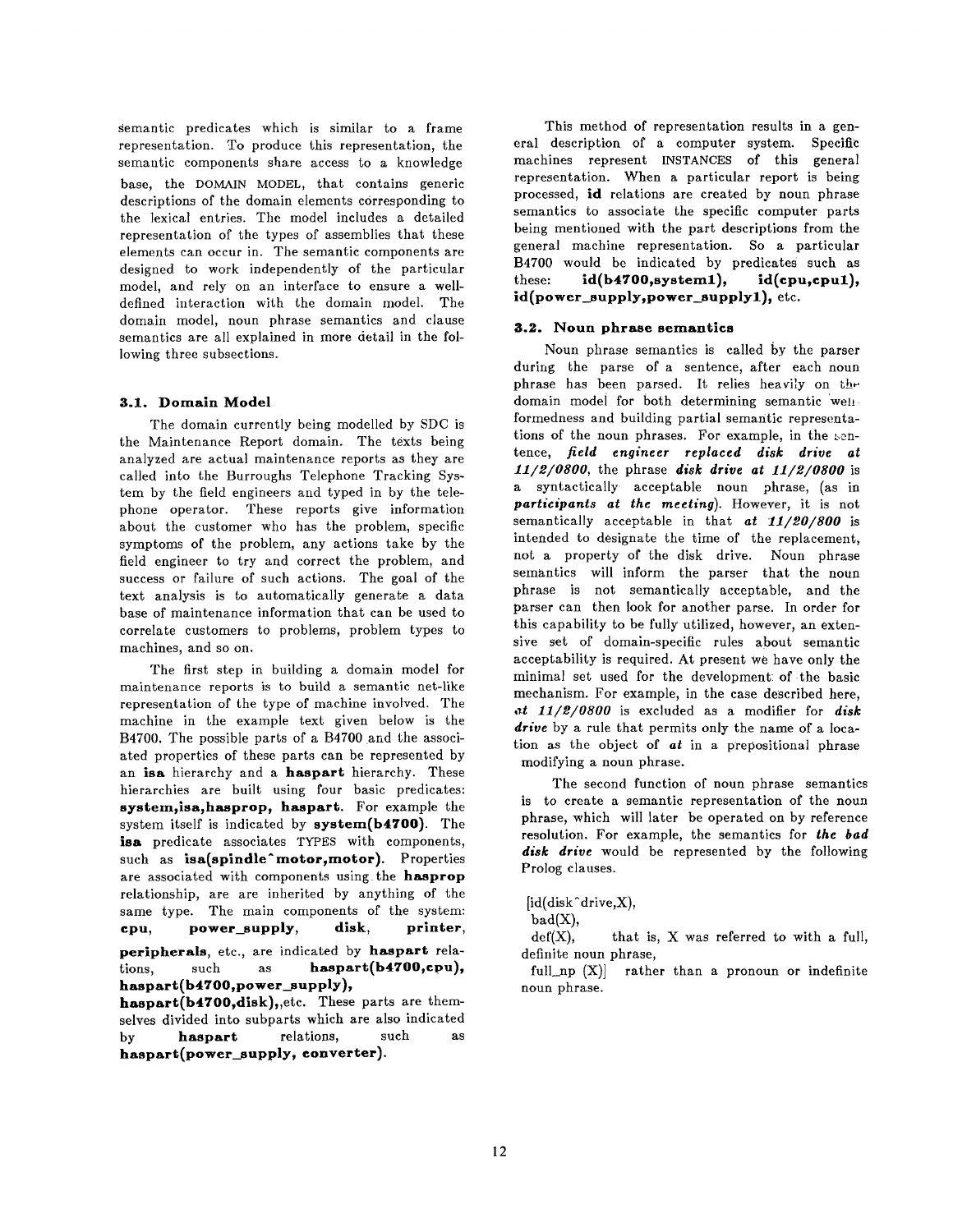semantic predicates which is similar to a frame representation. To produce this representation, the semantic components share access to a knowledge base, the DOMAIN MODEL, that contains generic descriptions of the domain elements corresponding to the lexical entries. The model includes a detailed representation of the types of assemblies that these elements can occur in. The semantic components are designed to work independently of the particular model, and rely on an interface to ensure a well-defined interaction with the domain model. The domain model, noun phrase semantics and clause semantics are all explained in more detail in the following three subsections.

### 3.1. Domain Model

The domain currently being modelled by SDC is the Maintenance Report domain. The texts being analyzed are actual maintenance reports as they are called into the Burroughs Telephone Tracking System by the field engineers and typed in by the telephone operator. These reports give information about the customer who has the problem, specific symptoms of the problem, any actions take by the field engineer to try and correct the problem, and success or failure of such actions. The goal of the text analysis is to automatically generate a data base of maintenance information that can be used to correlate customers to problems, problem types to machines, and so on.

The first step in building a domain model for maintenance reports is to build a semantic net-like representation of the type of machine involved. The machine in the example text given below is the B4700. The possible parts of a B4700 and the associated properties of these parts can be represented by an **isa** hierarchy and a **haspart** hierarchy. These hierarchies are built using four basic predicates: **system,isa,hasprop, haspart**. For example the system itself is indicated by **system(b4700)**. The **isa** predicate associates TYPES with components, such as **isa(spindle^motor,motor)**. Properties are associated with components using the **hasprop** relationship, are are inherited by anything of the same type. The main components of the system: **cpu**, **power_supply**, **disk**, **printer**, **peripherals**, etc., are indicated by **haspart** relations, such as **haspart(b4700,cpu), haspart(b4700,power_supply), haspart(b4700,disk)**,,etc. These parts are themselves divided into subparts which are also indicated by **haspart** relations, such as **haspart(power_supply, converter)**.

This method of representation results in a general description of a computer system. Specific machines represent INSTANCES of this general representation. When a particular report is being processed, **id** relations are created by noun phrase semantics to associate the specific computer parts being mentioned with the part descriptions from the general machine representation. So a particular B4700 would be indicated by predicates such as these: **id(b4700,system1), id(cpu,cpu1), id(power_supply,power_supply1)**, etc.

### 3.2. Noun phrase semantics

Noun phrase semantics is called by the parser during the parse of a sentence, after each noun phrase has been parsed. It relies heavily on the domain model for both determining semantic well-formedness and building partial semantic representations of the noun phrases. For example, in the sentence, ***field engineer replaced disk drive at 11/2/0800***, the phrase ***disk drive at 11/2/0800*** is a syntactically acceptable noun phrase, (as in ***participants at the meeting***). However, it is not semantically acceptable in that ***at 11/20/800*** is intended to designate the time of the replacement, not a property of the disk drive. Noun phrase semantics will inform the parser that the noun phrase is not semantically acceptable, and the parser can then look for another parse. In order for this capability to be fully utilized, however, an extensive set of domain-specific rules about semantic acceptability is required. At present we have only the minimal set used for the development of the basic mechanism. For example, in the case described here, ***at 11/2/0800*** is excluded as a modifier for ***disk drive*** by a rule that permits only the name of a location as the object of ***at*** in a prepositional phrase modifying a noun phrase.

The second function of noun phrase semantics is to create a semantic representation of the noun phrase, which will later be operated on by reference resolution. For example, the semantics for ***the bad disk drive*** would be represented by the following Prolog clauses.

[id(disk^drive,X),
bad(X),
def(X), that is, X was referred to with a full, definite noun phrase,
full_np (X)] rather than a pronoun or indefinite noun phrase.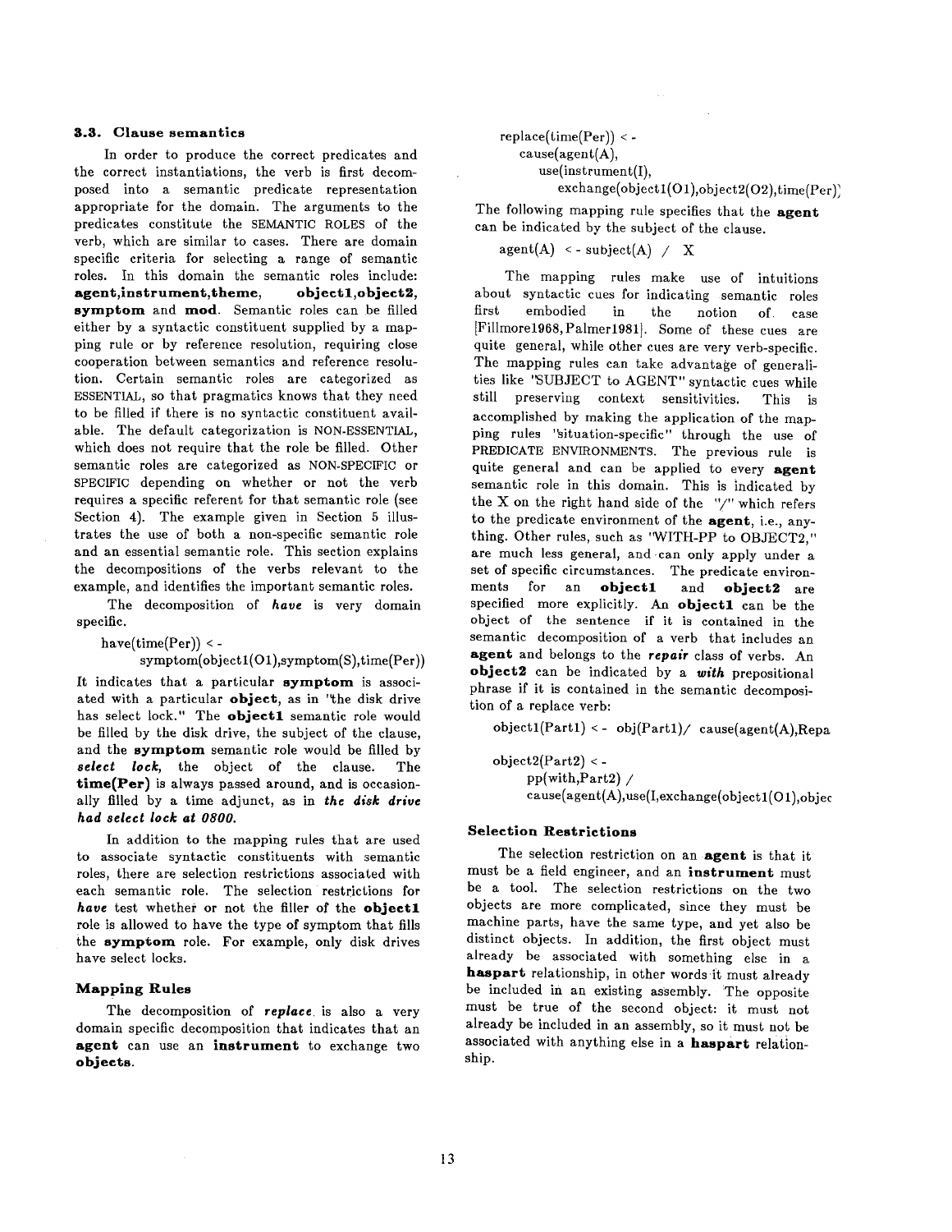### 3.3. Clause semantics

In order to produce the correct predicates and the correct instantiations, the verb is first decomposed into a semantic predicate representation appropriate for the domain. The arguments to the predicates constitute the SEMANTIC ROLES of the verb, which are similar to cases. There are domain specific criteria for selecting a range of semantic roles. In this domain the semantic roles include: **agent,instrument,theme**, **object1,object2**, **symptom** and **mod**. Semantic roles can be filled either by a syntactic constituent supplied by a mapping rule or by reference resolution, requiring close cooperation between semantics and reference resolution. Certain semantic roles are categorized as ESSENTIAL, so that pragmatics knows that they need to be filled if there is no syntactic constituent available. The default categorization is NON-ESSENTIAL, which does not require that the role be filled. Other semantic roles are categorized as NON-SPECIFIC or SPECIFIC depending on whether or not the verb requires a specific referent for that semantic role (see Section 4). The example given in Section 5 illustrates the use of both a non-specific semantic role and an essential semantic role. This section explains the decompositions of the verbs relevant to the example, and identifies the important semantic roles.

The decomposition of ***have*** is very domain specific.

```
have(time(Per)) <-
        symptom(object1(O1),symptom(S),time(Per))
```

It indicates that a particular **symptom** is associated with a particular **object**, as in "the disk drive has select lock." The **object1** semantic role would be filled by the disk drive, the subject of the clause, and the **symptom** semantic role would be filled by ***select lock***, the object of the clause. The **time(Per)** is always passed around, and is occasionally filled by a time adjunct, as in ***the disk drive had select lock at 0800.***

In addition to the mapping rules that are used to associate syntactic constituents with semantic roles, there are selection restrictions associated with each semantic role. The selection restrictions for ***have*** test whether or not the filler of the **object1** role is allowed to have the type of symptom that fills the **symptom** role. For example, only disk drives have select locks.

#### Mapping Rules

The decomposition of ***replace*** is also a very domain specific decomposition that indicates that an **agent** can use an **instrument** to exchange two **objects**.

```
replace(time(Per)) <-
    cause(agent(A),
        use(instrument(I),
            exchange(object1(O1),object2(O2),time(Per))
```

The following mapping rule specifies that the **agent** can be indicated by the subject of the clause.

```
agent(A) <- subject(A) / X
```

The mapping rules make use of intuitions about syntactic cues for indicating semantic roles first embodied in the notion of case [Fillmore1968, Palmer1981]. Some of these cues are quite general, while other cues are very verb-specific. The mapping rules can take advantage of generalities like "SUBJECT to AGENT" syntactic cues while still preserving context sensitivities. This is accomplished by making the application of the mapping rules "situation-specific" through the use of PREDICATE ENVIRONMENTS. The previous rule is quite general and can be applied to every **agent** semantic role in this domain. This is indicated by the X on the right hand side of the "/" which refers to the predicate environment of the **agent**, i.e., anything. Other rules, such as "WITH-PP to OBJECT2," are much less general, and can only apply under a set of specific circumstances. The predicate environments for an **object1** and **object2** are specified more explicitly. An **object1** can be the object of the sentence if it is contained in the semantic decomposition of a verb that includes an **agent** and belongs to the ***repair*** class of verbs. An **object2** can be indicated by a ***with*** prepositional phrase if it is contained in the semantic decomposition of a replace verb:

```
object1(Part1) <- obj(Part1)/ cause(agent(A),Repa

object2(Part2) <-
    pp(with,Part2) /
    cause(agent(A),use(I,exchange(object1(O1),objec
```

#### Selection Restrictions

The selection restriction on an **agent** is that it must be a field engineer, and an **instrument** must be a tool. The selection restrictions on the two objects are more complicated, since they must be machine parts, have the same type, and yet also be distinct objects. In addition, the first object must already be associated with something else in a **haspart** relationship, in other words it must already be included in an existing assembly. The opposite must be true of the second object: it must not already be included in an assembly, so it must not be associated with anything else in a **haspart** relationship.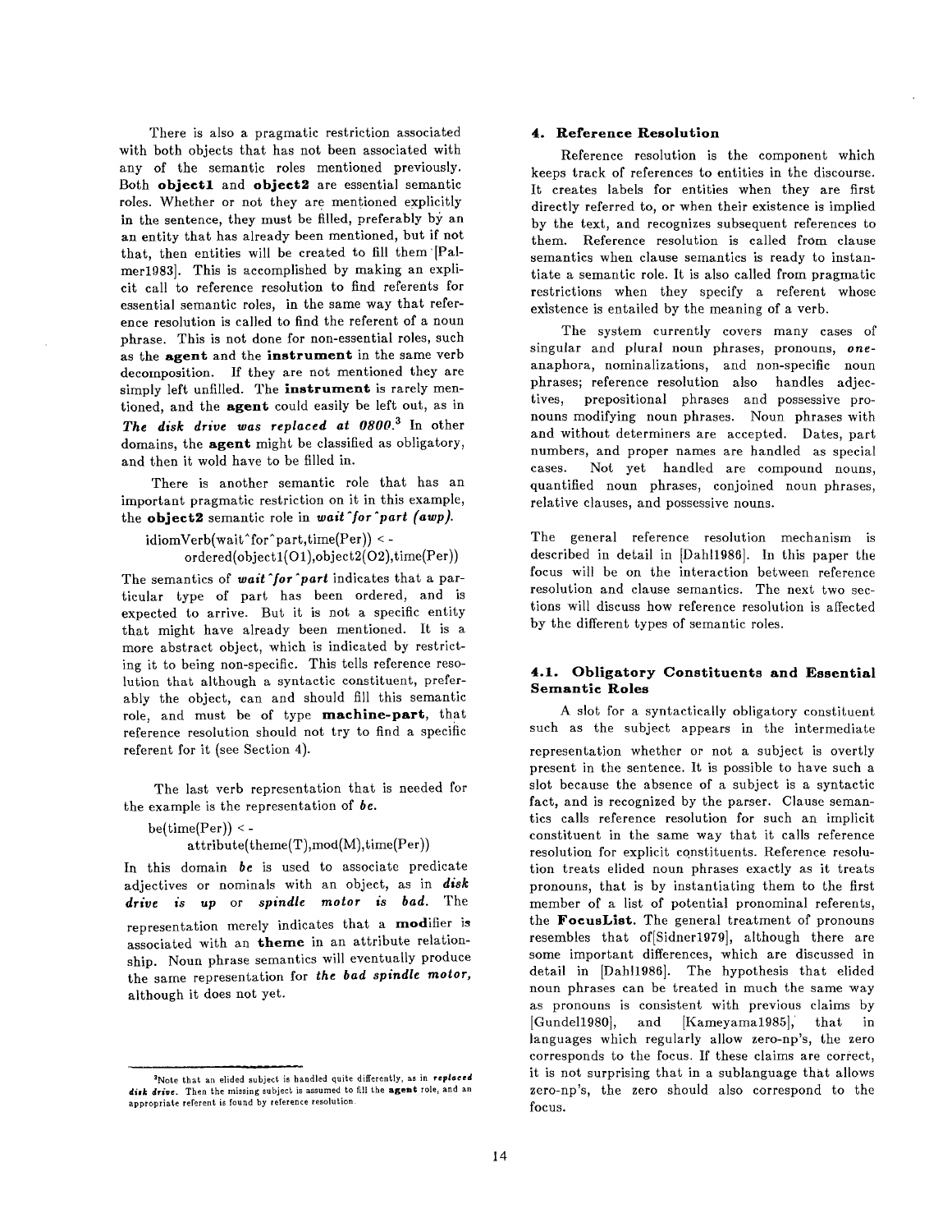There is also a pragmatic restriction associated with both objects that has not been associated with any of the semantic roles mentioned previously. Both **object1** and **object2** are essential semantic roles. Whether or not they are mentioned explicitly in the sentence, they must be filled, preferably by an an entity that has already been mentioned, but if not that, then entities will be created to fill them [Palmer1983]. This is accomplished by making an explicit call to reference resolution to find referents for essential semantic roles, in the same way that reference resolution is called to find the referent of a noun phrase. This is not done for non-essential roles, such as the **agent** and the **instrument** in the same verb decomposition. If they are not mentioned they are simply left unfilled. The **instrument** is rarely mentioned, and the **agent** could easily be left out, as in ***The disk drive was replaced at 0800.***[3] In other domains, the **agent** might be classified as obligatory, and then it wold have to be filled in.

There is another semantic role that has an important pragmatic restriction on it in this example, the **object2** semantic role in ***wait^for^part (awp).***

```
idiomVerb(wait^for^part,time(Per)) <-
        ordered(object1(O1),object2(O2),time(Per))
```

The semantics of ***wait^for^part*** indicates that a particular type of part has been ordered, and is expected to arrive. But it is not a specific entity that might have already been mentioned. It is a more abstract object, which is indicated by restricting it to being non-specific. This tells reference resolution that although a syntactic constituent, preferably the object, can and should fill this semantic role, and must be of type **machine-part**, that reference resolution should not try to find a specific referent for it (see Section 4).

The last verb representation that is needed for the example is the representation of ***be***.

```
be(time(Per)) <-
        attribute(theme(T),mod(M),time(Per))
```

In this domain ***be*** is used to associate predicate adjectives or nominals with an object, as in ***disk drive is up*** or ***spindle motor is bad***. The representation merely indicates that a **mod**ifier is associated with an **theme** in an attribute relationship. Noun phrase semantics will eventually produce the same representation for ***the bad spindle motor,*** although it does not yet.

[3]Note that an elided subject is handled quite differently, as in ***replaced disk drive***. Then the missing subject is assumed to fill the **agent** role, and an appropriate referent is found by reference resolution.

## 4. Reference Resolution

Reference resolution is the component which keeps track of references to entities in the discourse. It creates labels for entities when they are first directly referred to, or when their existence is implied by the text, and recognizes subsequent references to them. Reference resolution is called from clause semantics when clause semantics is ready to instantiate a semantic role. It is also called from pragmatic restrictions when they specify a referent whose existence is entailed by the meaning of a verb.

The system currently covers many cases of singular and plural noun phrases, pronouns, ***one***-anaphora, nominalizations, and non-specific noun phrases; reference resolution also handles adjectives, prepositional phrases and possessive pronouns modifying noun phrases. Noun phrases with and without determiners are accepted. Dates, part numbers, and proper names are handled as special cases. Not yet handled are compound nouns, quantified noun phrases, conjoined noun phrases, relative clauses, and possessive nouns.

The general reference resolution mechanism is described in detail in [Dahl1986]. In this paper the focus will be on the interaction between reference resolution and clause semantics. The next two sections will discuss how reference resolution is affected by the different types of semantic roles.

### 4.1. Obligatory Constituents and Essential Semantic Roles

A slot for a syntactically obligatory constituent such as the subject appears in the intermediate representation whether or not a subject is overtly present in the sentence. It is possible to have such a slot because the absence of a subject is a syntactic fact, and is recognized by the parser. Clause semantics calls reference resolution for such an implicit constituent in the same way that it calls reference resolution for explicit constituents. Reference resolution treats elided noun phrases exactly as it treats pronouns, that is by instantiating them to the first member of a list of potential pronominal referents, the **FocusList**. The general treatment of pronouns resembles that of[Sidner1979], although there are some important differences, which are discussed in detail in [Dahl1986]. The hypothesis that elided noun phrases can be treated in much the same way as pronouns is consistent with previous claims by [Gundel1980], and [Kameyama1985], that in languages which regularly allow zero-np's, the zero corresponds to the focus. If these claims are correct, it is not surprising that in a sublanguage that allows zero-np's, the zero should also correspond to the focus.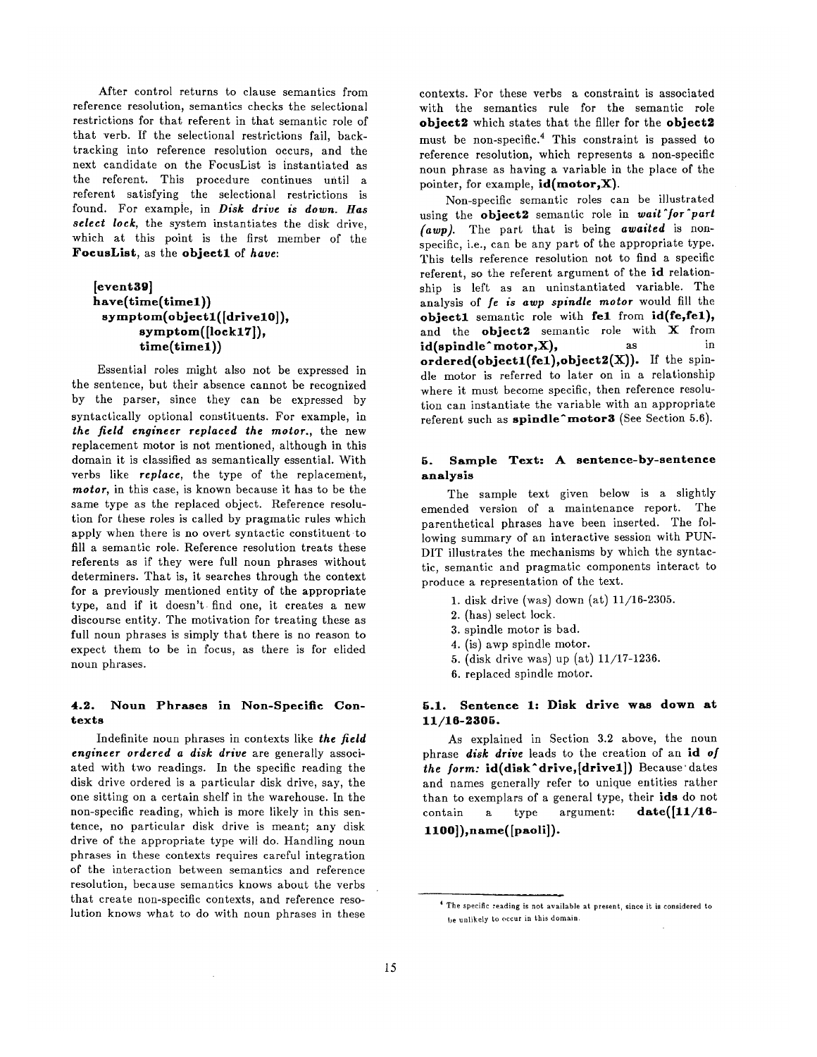After control returns to clause semantics from reference resolution, semantics checks the selectional restrictions for that referent in that semantic role of that verb. If the selectional restrictions fail, backtracking into reference resolution occurs, and the next candidate on the FocusList is instantiated as the referent. This procedure continues until a referent satisfying the selectional restrictions is found. For example, in ***Disk drive is down. Has select lock***, the system instantiates the disk drive, which at this point is the first member of the **FocusList**, as the **object1** of ***have***:

```
[event39]
have(time(time1))
  symptom(object1([drive10]),
       symptom([lock17]),
       time(time1))
```

Essential roles might also not be expressed in the sentence, but their absence cannot be recognized by the parser, since they can be expressed by syntactically optional constituents. For example, in ***the field engineer replaced the motor.***, the new replacement motor is not mentioned, although in this domain it is classified as semantically essential. With verbs like ***replace***, the type of the replacement, ***motor***, in this case, is known because it has to be the same type as the replaced object. Reference resolution for these roles is called by pragmatic rules which apply when there is no overt syntactic constituent to fill a semantic role. Reference resolution treats these referents as if they were full noun phrases without determiners. That is, it searches through the context for a previously mentioned entity of the appropriate type, and if it doesn't find one, it creates a new discourse entity. The motivation for treating these as full noun phrases is simply that there is no reason to expect them to be in focus, as there is for elided noun phrases.

### 4.2. Noun Phrases in Non-Specific Contexts

Indefinite noun phrases in contexts like ***the field engineer ordered a disk drive*** are generally associated with two readings. In the specific reading the disk drive ordered is a particular disk drive, say, the one sitting on a certain shelf in the warehouse. In the non-specific reading, which is more likely in this sentence, no particular disk drive is meant; any disk drive of the appropriate type will do. Handling noun phrases in these contexts requires careful integration of the interaction between semantics and reference resolution, because semantics knows about the verbs that create non-specific contexts, and reference resolution knows what to do with noun phrases in these contexts. For these verbs a constraint is associated with the semantics rule for the semantic role **object2** which states that the filler for the **object2** must be non-specific.[4] This constraint is passed to reference resolution, which represents a non-specific noun phrase as having a variable in the place of the pointer, for example, **id(motor,X)**.

Non-specific semantic roles can be illustrated using the **object2** semantic role in ***wait^for^part (awp)***. The part that is being ***awaited*** is non-specific, i.e., can be any part of the appropriate type. This tells reference resolution not to find a specific referent, so the referent argument of the **id** relationship is left as an uninstantiated variable. The analysis of ***fe is awp spindle motor*** would fill the **object1** semantic role with **fe1** from **id(fe,fe1)**, and the **object2** semantic role with **X** from **id(spindle^motor,X)**, as in **ordered(object1(fe1),object2(X))**. If the spindle motor is referred to later on in a relationship where it must become specific, then reference resolution can instantiate the variable with an appropriate referent such as **spindle^motor3** (See Section 5.6).

## 5. Sample Text: A sentence-by-sentence analysis

The sample text given below is a slightly emended version of a maintenance report. The parenthetical phrases have been inserted. The following summary of an interactive session with PUNDIT illustrates the mechanisms by which the syntactic, semantic and pragmatic components interact to produce a representation of the text.

1. disk drive (was) down (at) 11/16-2305.
2. (has) select lock.
3. spindle motor is bad.
4. (is) awp spindle motor.
5. (disk drive was) up (at) 11/17-1236.
6. replaced spindle motor.

### 5.1. Sentence 1: Disk drive was down at 11/16-2305.

As explained in Section 3.2 above, the noun phrase ***disk drive*** leads to the creation of an **id** ***of the form:*** **id(disk^drive,[drive1])** Because dates and names generally refer to unique entities rather than to exemplars of a general type, their **ids** do not contain a type argument: **date([11/16-1100]),name([paoli])**.

[4] The specific reading is not available at present, since it is considered to be unlikely to occur in this domain.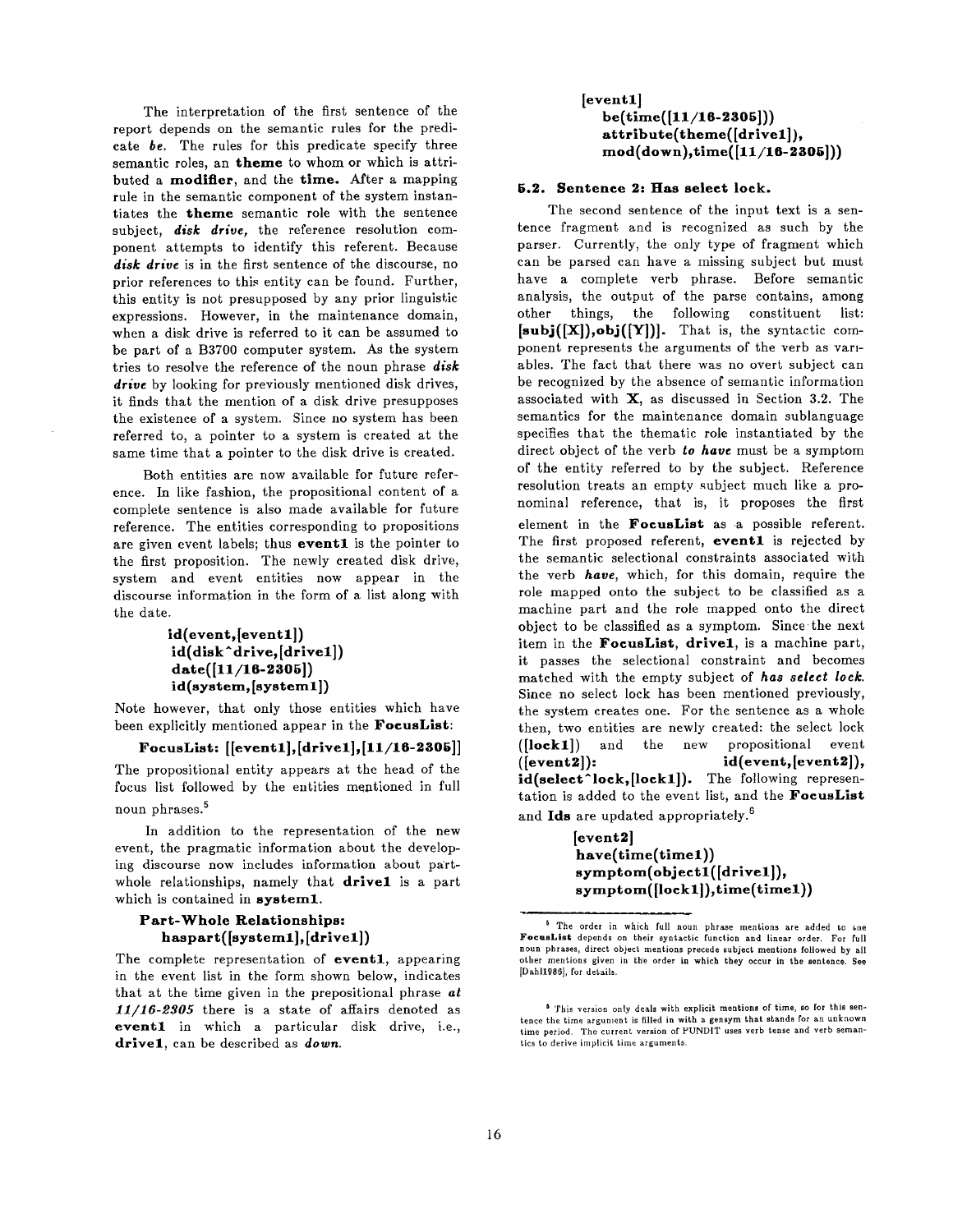The interpretation of the first sentence of the report depends on the semantic rules for the predicate *be*. The rules for this predicate specify three semantic roles, an **theme** to whom or which is attributed a **modifier**, and the **time.** After a mapping rule in the semantic component of the system instantiates the **theme** semantic role with the sentence subject, ***disk drive***, the reference resolution component attempts to identify this referent. Because ***disk drive*** is in the first sentence of the discourse, no prior references to this entity can be found. Further, this entity is not presupposed by any prior linguistic expressions. However, in the maintenance domain, when a disk drive is referred to it can be assumed to be part of a B3700 computer system. As the system tries to resolve the reference of the noun phrase ***disk drive*** by looking for previously mentioned disk drives, it finds that the mention of a disk drive presupposes the existence of a system. Since no system has been referred to, a pointer to a system is created at the same time that a pointer to the disk drive is created.

Both entities are now available for future reference. In like fashion, the propositional content of a complete sentence is also made available for future reference. The entities corresponding to propositions are given event labels; thus **event1** is the pointer to the first proposition. The newly created disk drive, system and event entities now appear in the discourse information in the form of a list along with the date.

```
id(event,[event1])
id(disk^drive,[drive1])
date([11/16-2305])
id(system,[system1])
```

Note however, that only those entities which have been explicitly mentioned appear in the **FocusList**:

**FocusList: [[event1],[drive1],[11/16-2305]]**

The propositional entity appears at the head of the focus list followed by the entities mentioned in full noun phrases.[5]

In addition to the representation of the new event, the pragmatic information about the developing discourse now includes information about part-whole relationships, namely that **drive1** is a part which is contained in **system1**.

**Part-Whole Relationships:**
**haspart([system1],[drive1])**

The complete representation of **event1**, appearing in the event list in the form shown below, indicates that at the time given in the prepositional phrase ***at 11/16-2305*** there is a state of affairs denoted as **event1** in which a particular disk drive, i.e., **drive1**, can be described as ***down***.

```
[event1]
   be(time([11/16-2305]))
   attribute(theme([drive1]),
   mod(down),time([11/16-2305]))
```

### 5.2. Sentence 2: Has select lock.

The second sentence of the input text is a sentence fragment and is recognized as such by the parser. Currently, the only type of fragment which can be parsed can have a missing subject but must have a complete verb phrase. Before semantic analysis, the output of the parse contains, among other things, the following constituent list: **[subj([X]),obj([Y])]**. That is, the syntactic component represents the arguments of the verb as variables. The fact that there was no overt subject can be recognized by the absence of semantic information associated with **X**, as discussed in Section 3.2. The semantics for the maintenance domain sublanguage specifies that the thematic role instantiated by the direct object of the verb ***to have*** must be a symptom of the entity referred to by the subject. Reference resolution treats an empty subject much like a pronominal reference, that is, it proposes the first element in the **FocusList** as a possible referent. The first proposed referent, **event1** is rejected by the semantic selectional constraints associated with the verb ***have***, which, for this domain, require the role mapped onto the subject to be classified as a machine part and the role mapped onto the direct object to be classified as a symptom. Since the next item in the **FocusList**, **drive1**, is a machine part, it passes the selectional constraint and becomes matched with the empty subject of ***has select lock***. Since no select lock has been mentioned previously, the system creates one. For the sentence as a whole then, two entities are newly created: the select lock (**[lock1]**) and the new propositional event (**[event2]**): **id(event,[event2])**, **id(select^lock,[lock1])**. The following representation is added to the event list, and the **FocusList** and **Ids** are updated appropriately.[6]

```
[event2]
have(time(time1))
symptom(object1([drive1]),
symptom([lock1]),time(time1))
```

---

[5] The order in which full noun phrase mentions are added to the **FocusList** depends on their syntactic function and linear order. For full noun phrases, direct object mentions precede subject mentions followed by all other mentions given in the order in which they occur in the sentence. See [Dahl1986], for details.

[6] This version only deals with explicit mentions of time, so for this sentence the time argument is filled in with a gensym that stands for an unknown time period. The current version of PUNDIT uses verb tense and verb semantics to derive implicit time arguments.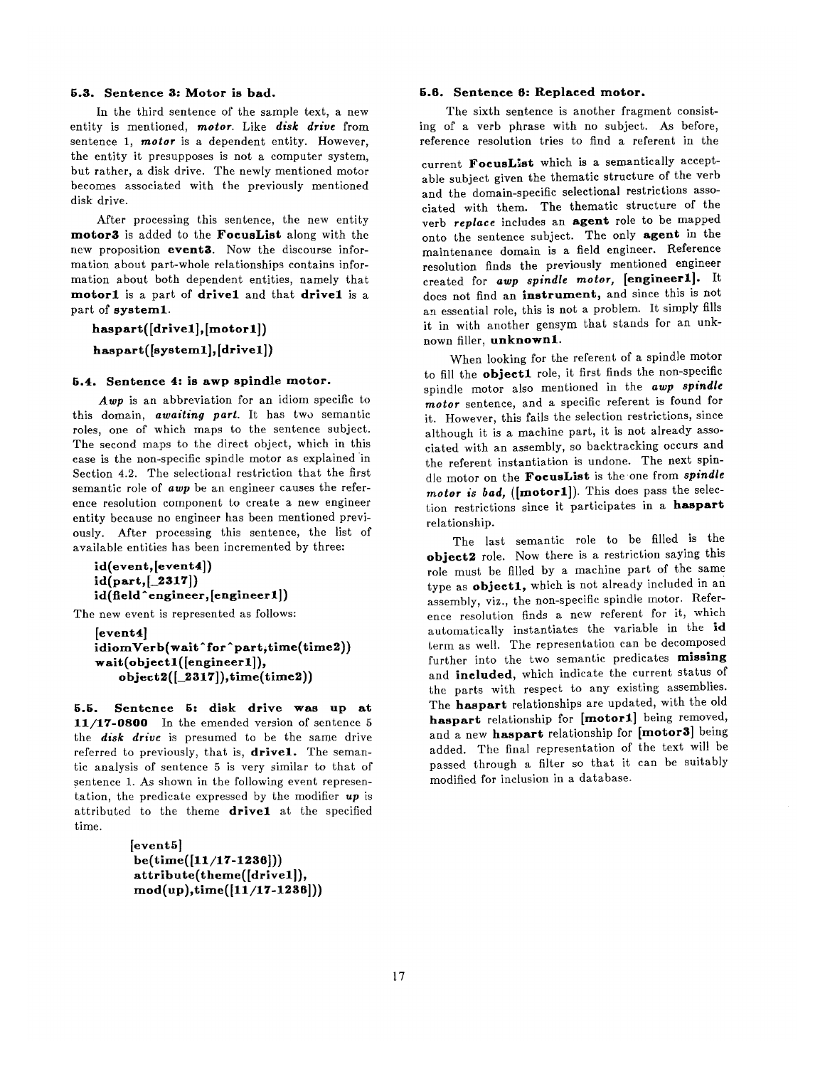### 5.3. Sentence 3: Motor is bad.

In the third sentence of the sample text, a new entity is mentioned, ***motor***. Like ***disk drive*** from sentence 1, ***motor*** is a dependent entity. However, the entity it presupposes is not a computer system, but rather, a disk drive. The newly mentioned motor becomes associated with the previously mentioned disk drive.

After processing this sentence, the new entity **motor3** is added to the **FocusList** along with the new proposition **event3**. Now the discourse information about part-whole relationships contains information about both dependent entities, namely that **motor1** is a part of **drive1** and that **drive1** is a part of **system1**.

**haspart([drive1],[motor1])**

**haspart([system1],[drive1])**

### 5.4. Sentence 4: is awp spindle motor.

***Awp*** is an abbreviation for an idiom specific to this domain, ***awaiting part***. It has two semantic roles, one of which maps to the sentence subject. The second maps to the direct object, which in this case is the non-specific spindle motor as explained in Section 4.2. The selectional restriction that the first semantic role of ***awp*** be an engineer causes the reference resolution component to create a new engineer entity because no engineer has been mentioned previously. After processing this sentence, the list of available entities has been incremented by three:

**id(event,[event4])**
**id(part,[_2317])**
**id(field^engineer,[engineer1])**

The new event is represented as follows:

**[event4]**
**idiomVerb(wait^for^part,time(time2))**
**wait(object1([engineer1]),**
**object2([_2317]),time(time2))**

### 5.5. Sentence 5: disk drive was up at 11/17-0800

In the emended version of sentence 5 the ***disk drive*** is presumed to be the same drive referred to previously, that is, **drive1**. The semantic analysis of sentence 5 is very similar to that of sentence 1. As shown in the following event representation, the predicate expressed by the modifier ***up*** is attributed to the theme **drive1** at the specified time.

**[event5]**
**be(time([11/17-1236]))**
**attribute(theme([drive1]),**
**mod(up),time([11/17-1236]))**

### 5.6. Sentence 6: Replaced motor.

The sixth sentence is another fragment consisting of a verb phrase with no subject. As before, reference resolution tries to find a referent in the current **FocusList** which is a semantically acceptable subject given the thematic structure of the verb and the domain-specific selectional restrictions associated with them. The thematic structure of the verb ***replace*** includes an **agent** role to be mapped onto the sentence subject. The only **agent** in the maintenance domain is a field engineer. Reference resolution finds the previously mentioned engineer created for ***awp spindle motor***, **[engineer1]**. It does not find an **instrument**, and since this is not an essential role, this is not a problem. It simply fills it in with another gensym that stands for an unknown filler, **unknown1**.

When looking for the referent of a spindle motor to fill the **object1** role, it first finds the non-specific spindle motor also mentioned in the ***awp spindle motor*** sentence, and a specific referent is found for it. However, this fails the selection restrictions, since although it is a machine part, it is not already associated with an assembly, so backtracking occurs and the referent instantiation is undone. The next spindle motor on the **FocusList** is the one from ***spindle motor is bad***, (**[motor1]**). This does pass the selection restrictions since it participates in a **haspart** relationship.

The last semantic role to be filled is the **object2** role. Now there is a restriction saying this role must be filled by a machine part of the same type as **object1**, which is not already included in an assembly, viz., the non-specific spindle motor. Reference resolution finds a new referent for it, which automatically instantiates the variable in the **id** term as well. The representation can be decomposed further into the two semantic predicates **missing** and **included**, which indicate the current status of the parts with respect to any existing assemblies. The **haspart** relationships are updated, with the old **haspart** relationship for **[motor1]** being removed, and a new **haspart** relationship for **[motor3]** being added. The final representation of the text will be passed through a filter so that it can be suitably modified for inclusion in a database.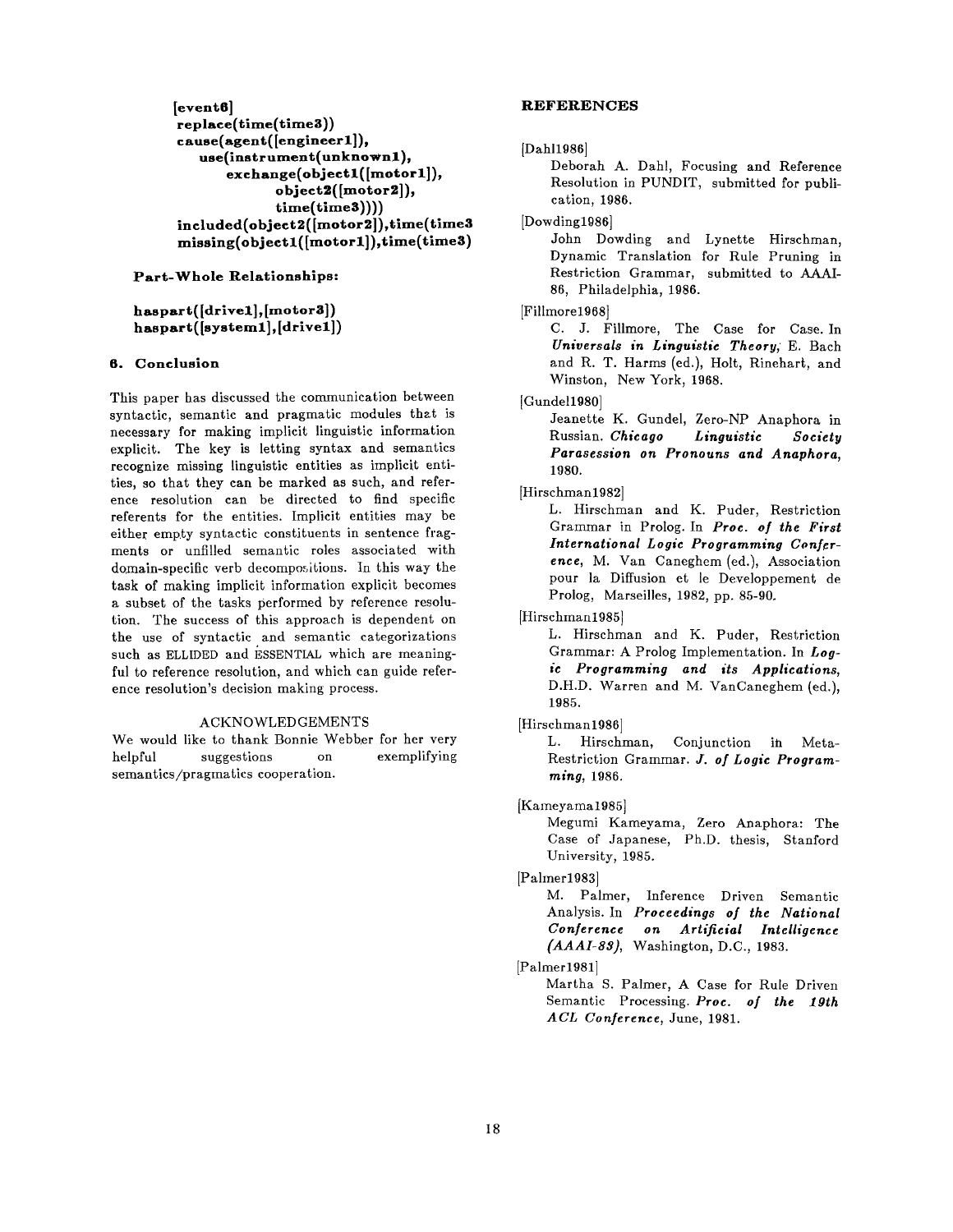```
[event6]
replace(time(time3))
cause(agent([engineer1]),
    use(instrument(unknown1),
        exchange(object1([motor1]),
                object2([motor2]),
                time(time3))))
included(object2([motor2]),time(time3)
missing(object1([motor1]),time(time3))
```

**Part-Whole Relationships:**

```
haspart([drive1],[motor3])
haspart([system1],[drive1])
```

## 6. Conclusion

This paper has discussed the communication between syntactic, semantic and pragmatic modules that is necessary for making implicit linguistic information explicit. The key is letting syntax and semantics recognize missing linguistic entities as implicit entities, so that they can be marked as such, and reference resolution can be directed to find specific referents for the entities. Implicit entities may be either empty syntactic constituents in sentence fragments or unfilled semantic roles associated with domain-specific verb decompositions. In this way the task of making implicit information explicit becomes a subset of the tasks performed by reference resolution. The success of this approach is dependent on the use of syntactic and semantic categorizations such as ELLIDED and ESSENTIAL which are meaningful to reference resolution, and which can guide reference resolution's decision making process.

### ACKNOWLEDGEMENTS

We would like to thank Bonnie Webber for her very helpful suggestions on exemplifying semantics/pragmatics cooperation.

## REFERENCES

[Dahl1986]
Deborah A. Dahl, Focusing and Reference Resolution in PUNDIT, submitted for publication, 1986.

[Dowding1986]
John Dowding and Lynette Hirschman, Dynamic Translation for Rule Pruning in Restriction Grammar, submitted to AAAI-86, Philadelphia, 1986.

[Fillmore1968]
C. J. Fillmore, The Case for Case. In *Universals in Linguistic Theory*, E. Bach and R. T. Harms (ed.), Holt, Rinehart, and Winston, New York, 1968.

[Gundel1980]
Jeanette K. Gundel, Zero-NP Anaphora in Russian. *Chicago Linguistic Society Parasession on Pronouns and Anaphora*, 1980.

[Hirschman1982]
L. Hirschman and K. Puder, Restriction Grammar in Prolog. In *Proc. of the First International Logic Programming Conference*, M. Van Caneghem (ed.), Association pour la Diffusion et le Developpement de Prolog, Marseilles, 1982, pp. 85-90.

[Hirschman1985]
L. Hirschman and K. Puder, Restriction Grammar: A Prolog Implementation. In *Logic Programming and its Applications*, D.H.D. Warren and M. VanCaneghem (ed.), 1985.

[Hirschman1986]
L. Hirschman, Conjunction in Meta-Restriction Grammar. *J. of Logic Programming*, 1986.

[Kameyama1985]
Megumi Kameyama, Zero Anaphora: The Case of Japanese, Ph.D. thesis, Stanford University, 1985.

[Palmer1983]
M. Palmer, Inference Driven Semantic Analysis. In *Proceedings of the National Conference on Artificial Intelligence (AAAI-83)*, Washington, D.C., 1983.

[Palmer1981]
Martha S. Palmer, A Case for Rule Driven Semantic Processing. *Proc. of the 19th ACL Conference*, June, 1981.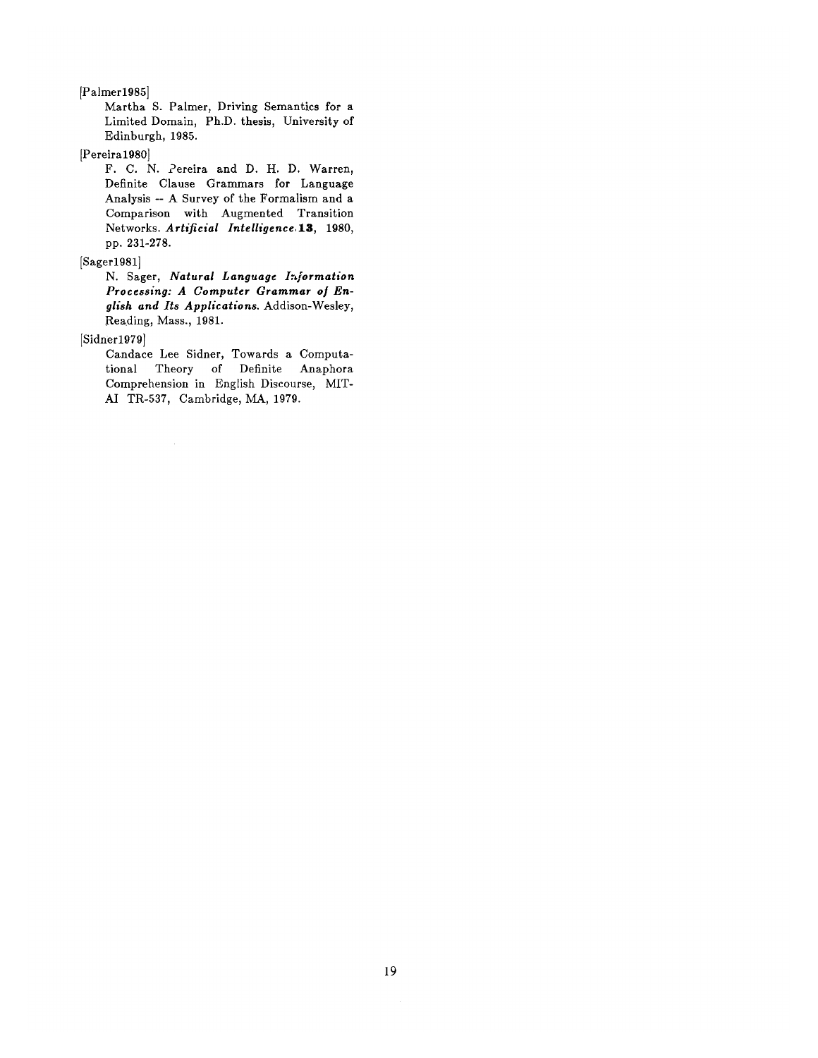[Palmer1985]
Martha S. Palmer, Driving Semantics for a Limited Domain, Ph.D. thesis, University of Edinburgh, 1985.

[Pereira1980]
F. C. N. Pereira and D. H. D. Warren, Definite Clause Grammars for Language Analysis -- A Survey of the Formalism and a Comparison with Augmented Transition Networks. ***Artificial Intelligence*** **13**, 1980, pp. 231-278.

[Sager1981]
N. Sager, ***Natural Language Information Processing: A Computer Grammar of English and Its Applications.*** Addison-Wesley, Reading, Mass., 1981.

[Sidner1979]
Candace Lee Sidner, Towards a Computational Theory of Definite Anaphora Comprehension in English Discourse, MIT-AI TR-537, Cambridge, MA, 1979.